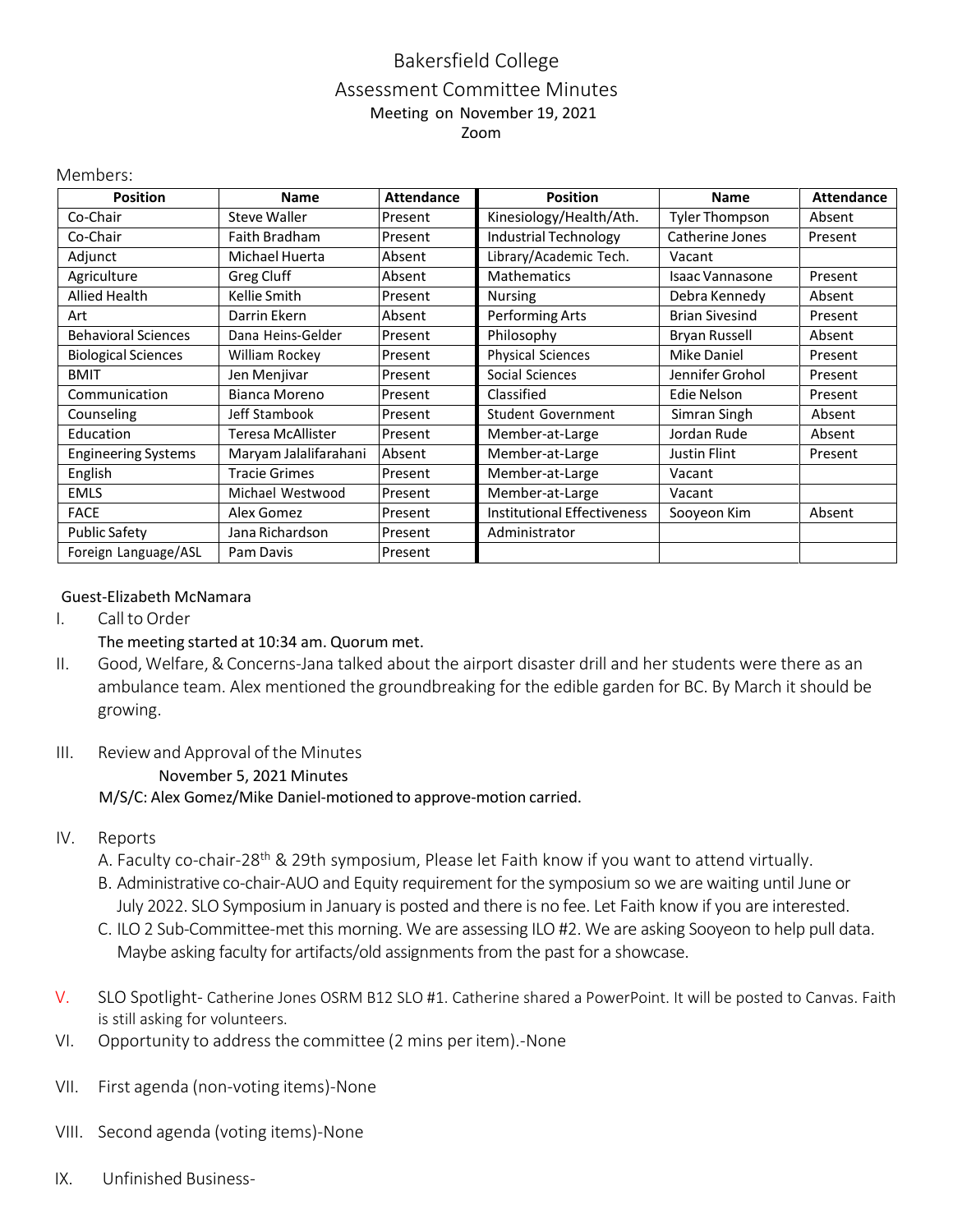# Bakersfield College

## Assessment Committee Minutes

Meeting on November 19, 2021

Zoom

Members:

| Position | Name | Attendance | Position | Name | Attendance |
|---|---|---|---|---|---|
| Co-Chair | Steve Waller | Present | Kinesiology/Health/Ath. | Tyler Thompson | Absent |
| Co-Chair | Faith Bradham | Present | Industrial Technology | Catherine Jones | Present |
| Adjunct | Michael Huerta | Absent | Library/Academic Tech. | Vacant | |
| Agriculture | Greg Cluff | Absent | Mathematics | Isaac Vannasone | Present |
| Allied Health | Kellie Smith | Present | Nursing | Debra Kennedy | Absent |
| Art | Darrin Ekern | Absent | Performing Arts | Brian Sivesind | Present |
| Behavioral Sciences | Dana Heins-Gelder | Present | Philosophy | Bryan Russell | Absent |
| Biological Sciences | William Rockey | Present | Physical Sciences | Mike Daniel | Present |
| BMIT | Jen Menjivar | Present | Social Sciences | Jennifer Grohol | Present |
| Communication | Bianca Moreno | Present | Classified | Edie Nelson | Present |
| Counseling | Jeff Stambook | Present | Student Government | Simran Singh | Absent |
| Education | Teresa McAllister | Present | Member-at-Large | Jordan Rude | Absent |
| Engineering Systems | Maryam Jalalifarahani | Absent | Member-at-Large | Justin Flint | Present |
| English | Tracie Grimes | Present | Member-at-Large | Vacant | |
| EMLS | Michael Westwood | Present | Member-at-Large | Vacant | |
| FACE | Alex Gomez | Present | Institutional Effectiveness | Sooyeon Kim | Absent |
| Public Safety | Jana Richardson | Present | Administrator | | |
| Foreign Language/ASL | Pam Davis | Present | | | |

Guest-Elizabeth McNamara

I. Call to Order

The meeting started at 10:34 am. Quorum met.

II. Good, Welfare, & Concerns-Jana talked about the airport disaster drill and her students were there as an ambulance team. Alex mentioned the groundbreaking for the edible garden for BC. By March it should be growing.

III. Review and Approval of the Minutes

November 5, 2021 Minutes

M/S/C: Alex Gomez/Mike Daniel-motioned to approve-motion carried.

IV. Reports

A. Faculty co-chair-28th & 29th symposium, Please let Faith know if you want to attend virtually.

B. Administrative co-chair-AUO and Equity requirement for the symposium so we are waiting until June or July 2022. SLO Symposium in January is posted and there is no fee. Let Faith know if you are interested.

C. ILO 2 Sub-Committee-met this morning. We are assessing ILO #2. We are asking Sooyeon to help pull data. Maybe asking faculty for artifacts/old assignments from the past for a showcase.

V. SLO Spotlight- Catherine Jones OSRM B12 SLO #1. Catherine shared a PowerPoint. It will be posted to Canvas. Faith is still asking for volunteers.

VI. Opportunity to address the committee (2 mins per item).-None

VII. First agenda (non-voting items)-None

VIII. Second agenda (voting items)-None

IX. Unfinished Business-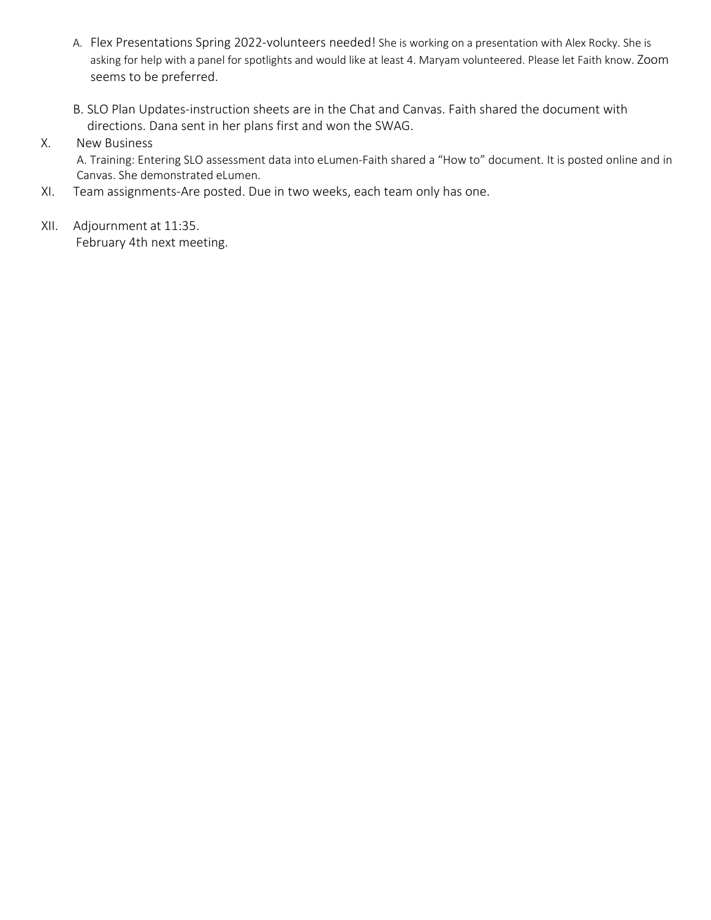A. Flex Presentations Spring 2022-volunteers needed! She is working on a presentation with Alex Rocky. She is asking for help with a panel for spotlights and would like at least 4. Maryam volunteered. Please let Faith know. Zoom seems to be preferred.

B. SLO Plan Updates-instruction sheets are in the Chat and Canvas. Faith shared the document with directions. Dana sent in her plans first and won the SWAG.

X. New Business

A. Training: Entering SLO assessment data into eLumen-Faith shared a "How to" document. It is posted online and in Canvas. She demonstrated eLumen.

XI. Team assignments-Are posted. Due in two weeks, each team only has one.

XII. Adjournment at 11:35.
February 4th next meeting.